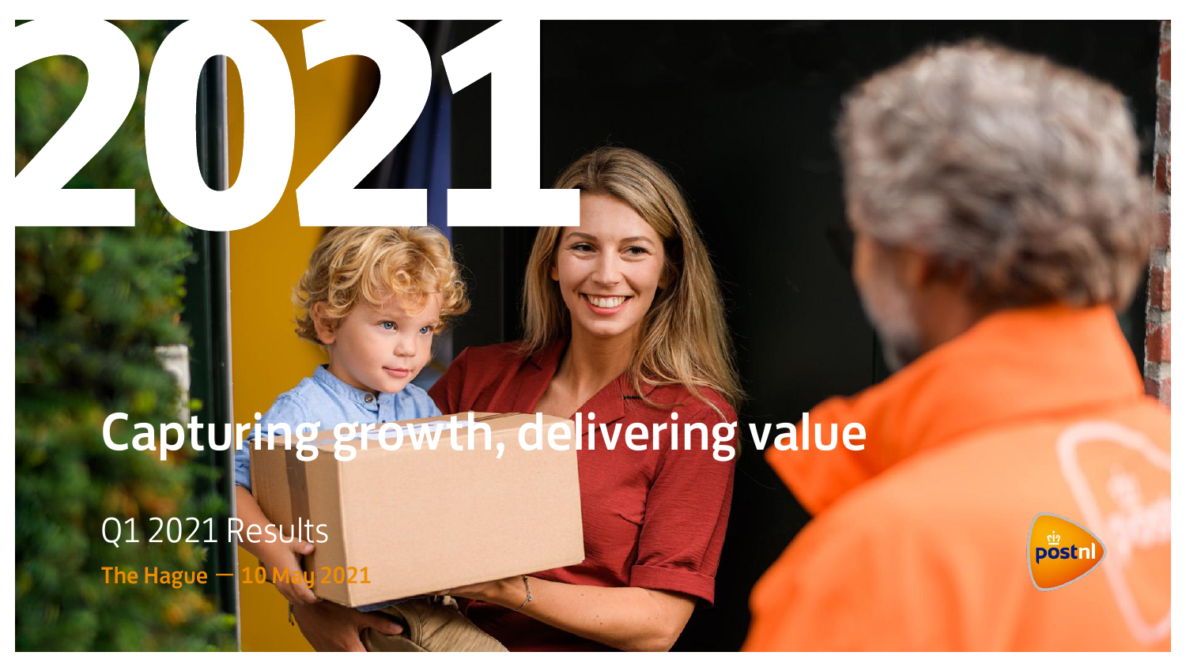# 2021

## Capturing growth, delivering value

Q1 2021 Results

The Hague — 10 May 2021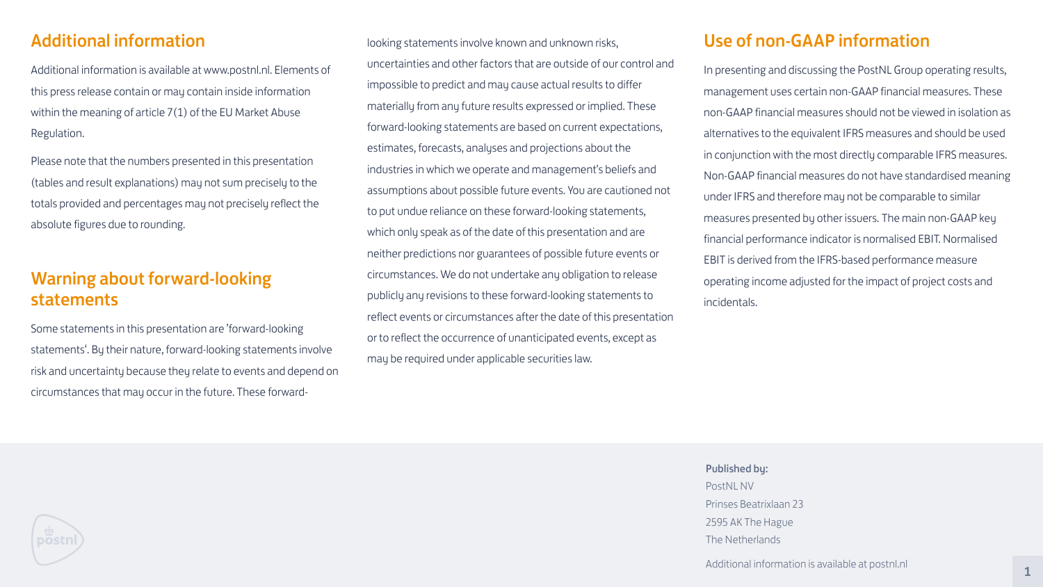## Additional information

Additional information is available at www.postnl.nl. Elements of this press release contain or may contain inside information within the meaning of article 7(1) of the EU Market Abuse Regulation.

Please note that the numbers presented in this presentation (tables and result explanations) may not sum precisely to the totals provided and percentages may not precisely reflect the absolute figures due to rounding.

## Warning about forward-looking statements

Some statements in this presentation are 'forward-looking statements'. By their nature, forward-looking statements involve risk and uncertainty because they relate to events and depend on circumstances that may occur in the future. These forward-looking statements involve known and unknown risks, uncertainties and other factors that are outside of our control and impossible to predict and may cause actual results to differ materially from any future results expressed or implied. These forward-looking statements are based on current expectations, estimates, forecasts, analyses and projections about the industries in which we operate and management's beliefs and assumptions about possible future events. You are cautioned not to put undue reliance on these forward-looking statements, which only speak as of the date of this presentation and are neither predictions nor guarantees of possible future events or circumstances. We do not undertake any obligation to release publicly any revisions to these forward-looking statements to reflect events or circumstances after the date of this presentation or to reflect the occurrence of unanticipated events, except as may be required under applicable securities law.

## Use of non-GAAP information

In presenting and discussing the PostNL Group operating results, management uses certain non-GAAP financial measures. These non-GAAP financial measures should not be viewed in isolation as alternatives to the equivalent IFRS measures and should be used in conjunction with the most directly comparable IFRS measures. Non-GAAP financial measures do not have standardised meaning under IFRS and therefore may not be comparable to similar measures presented by other issuers. The main non-GAAP key financial performance indicator is normalised EBIT. Normalised EBIT is derived from the IFRS-based performance measure operating income adjusted for the impact of project costs and incidentals.

**Published by:**
PostNL NV
Prinses Beatrixlaan 23
2595 AK The Hague
The Netherlands

Additional information is available at postnl.nl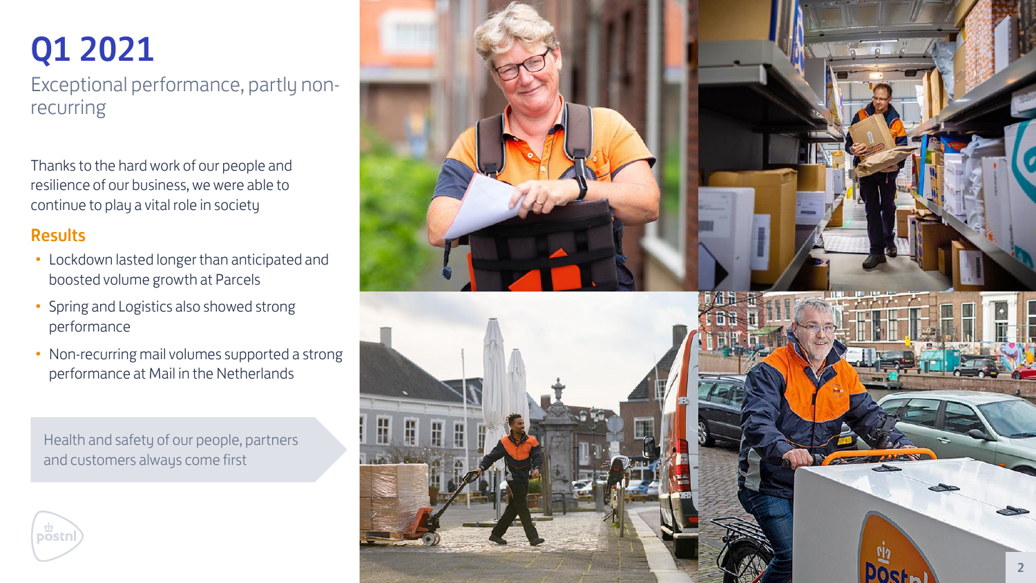# Q1 2021

Exceptional performance, partly non-recurring

Thanks to the hard work of our people and resilience of our business, we were able to continue to play a vital role in society

## Results

- Lockdown lasted longer than anticipated and boosted volume growth at Parcels
- Spring and Logistics also showed strong performance
- Non-recurring mail volumes supported a strong performance at Mail in the Netherlands

Health and safety of our people, partners and customers always come first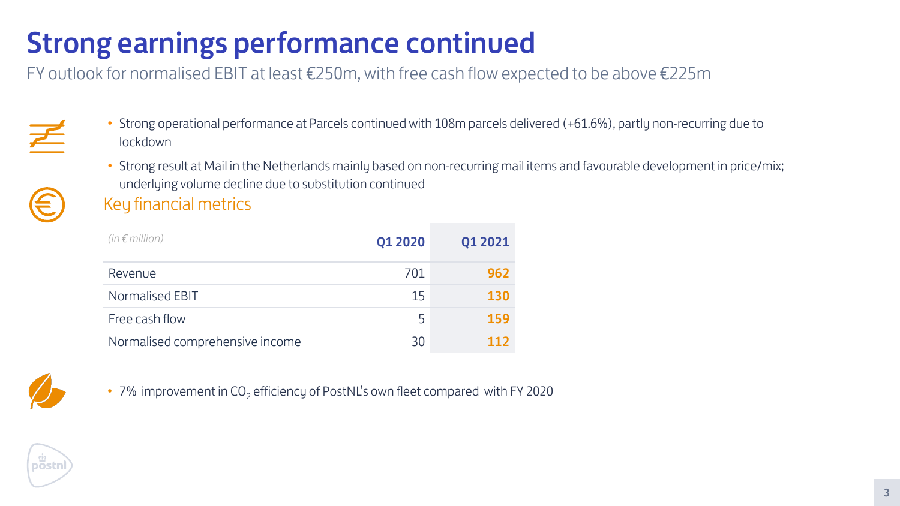# Strong earnings performance continued

FY outlook for normalised EBIT at least €250m, with free cash flow expected to be above €225m

- Strong operational performance at Parcels continued with 108m parcels delivered (+61.6%), partly non-recurring due to lockdown
- Strong result at Mail in the Netherlands mainly based on non-recurring mail items and favourable development in price/mix; underlying volume decline due to substitution continued

## Key financial metrics

| *(in € million)* | Q1 2020 | Q1 2021 |
|---|---|---|
| Revenue | 701 | **962** |
| Normalised EBIT | 15 | **130** |
| Free cash flow | 5 | **159** |
| Normalised comprehensive income | 30 | **112** |

- 7% improvement in $CO_2$ efficiency of PostNL's own fleet compared with FY 2020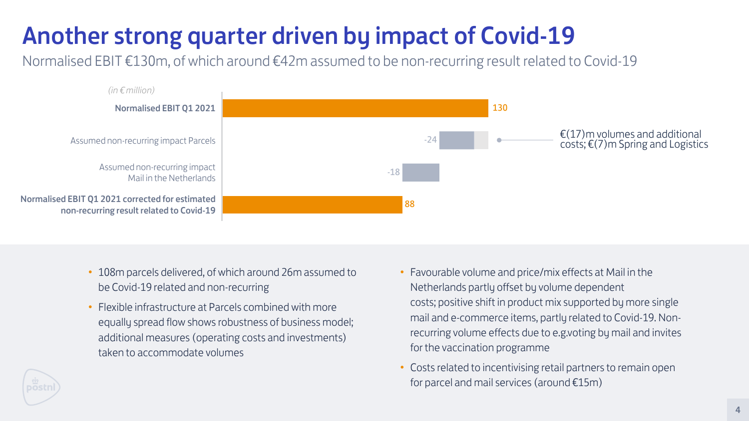# Another strong quarter driven by impact of Covid-19

Normalised EBIT €130m, of which around €42m assumed to be non-recurring result related to Covid-19

*(in € million)*

| | |
|---|---|
| **Normalised EBIT Q1 2021** | 130 |
| Assumed non-recurring impact Parcels | -24 |
| Assumed non-recurring impact Mail in the Netherlands | -18 |
| **Normalised EBIT Q1 2021 corrected for estimated non-recurring result related to Covid-19** | 88 |

€(17)m volumes and additional costs; €(7)m Spring and Logistics

- 108m parcels delivered, of which around 26m assumed to be Covid-19 related and non-recurring
- Flexible infrastructure at Parcels combined with more equally spread flow shows robustness of business model; additional measures (operating costs and investments) taken to accommodate volumes
- Favourable volume and price/mix effects at Mail in the Netherlands partly offset by volume dependent costs; positive shift in product mix supported by more single mail and e-commerce items, partly related to Covid-19. Non-recurring volume effects due to e.g.voting by mail and invites for the vaccination programme
- Costs related to incentivising retail partners to remain open for parcel and mail services (around €15m)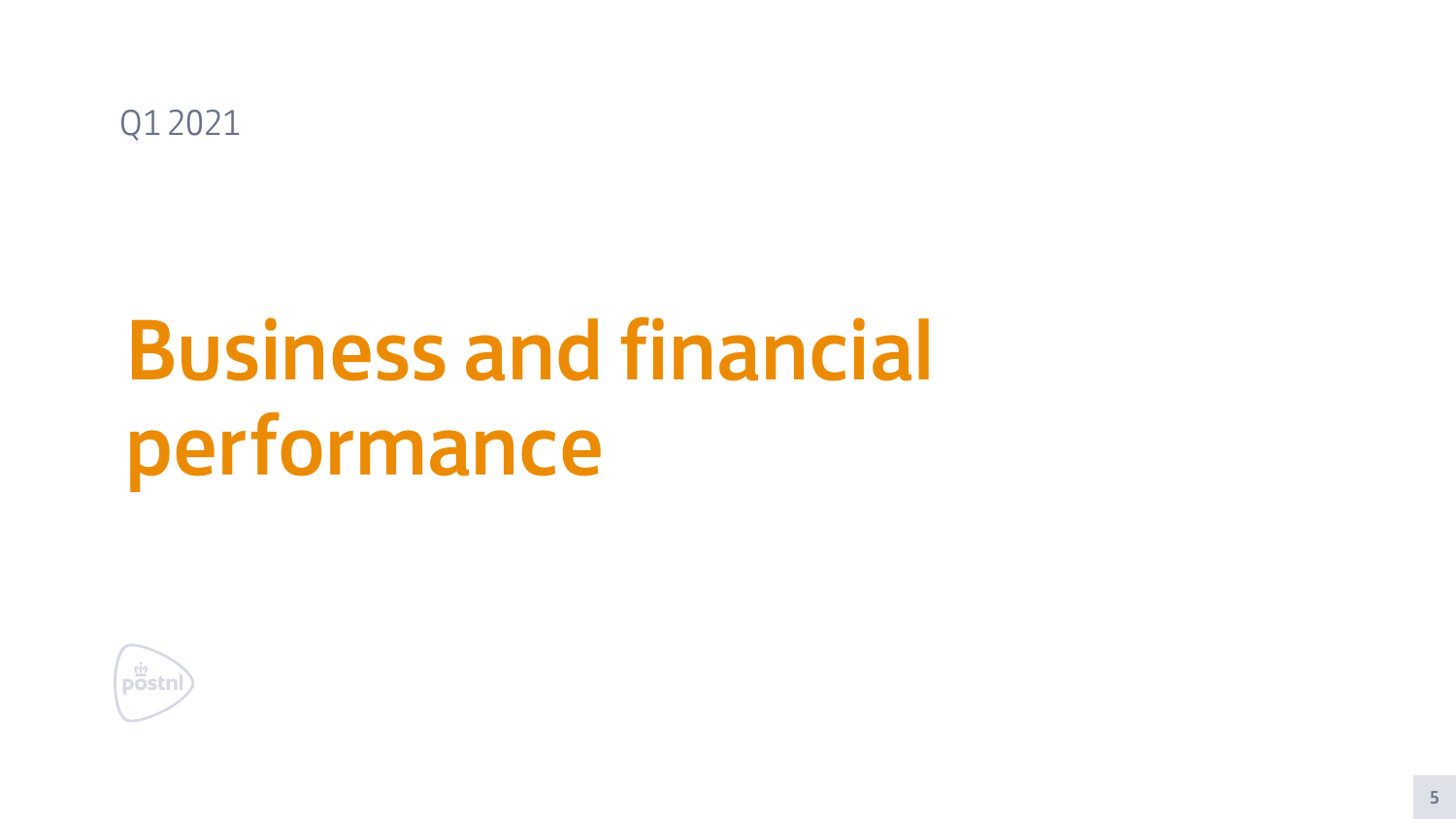Q1 2021

# Business and financial performance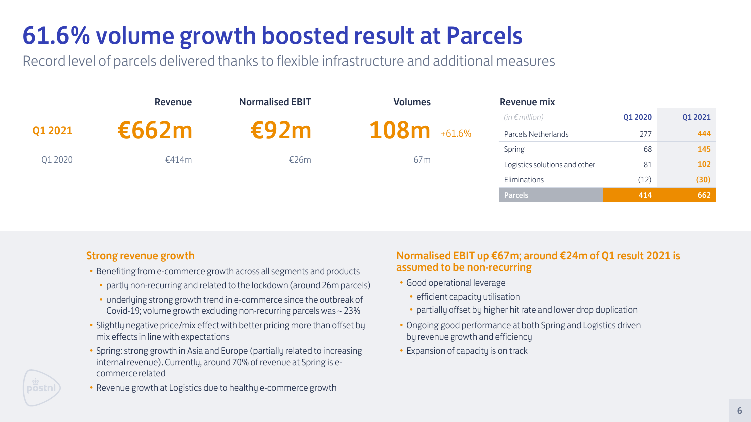# 61.6% volume growth boosted result at Parcels

Record level of parcels delivered thanks to flexible infrastructure and additional measures

| | Revenue | Normalised EBIT | Volumes | |
|---|---|---|---|---|
| Q1 2021 | €662m | €92m | 108m | +61.6% |
| Q1 2020 | €414m | €26m | 67m | |

**Revenue mix**

| *(in € million)* | Q1 2020 | Q1 2021 |
|---|---|---|
| Parcels Netherlands | 277 | 444 |
| Spring | 68 | 145 |
| Logistics solutions and other | 81 | 102 |
| Eliminations | (12) | (30) |
| **Parcels** | **414** | **662** |

### Strong revenue growth

- Benefiting from e-commerce growth across all segments and products
  - partly non-recurring and related to the lockdown (around 26m parcels)
  - underlying strong growth trend in e-commerce since the outbreak of Covid-19; volume growth excluding non-recurring parcels was ~ 23%
- Slightly negative price/mix effect with better pricing more than offset by mix effects in line with expectations
- Spring: strong growth in Asia and Europe (partially related to increasing internal revenue). Currently, around 70% of revenue at Spring is e-commerce related
- Revenue growth at Logistics due to healthy e-commerce growth

### Normalised EBIT up €67m; around €24m of Q1 result 2021 is assumed to be non-recurring

- Good operational leverage
  - efficient capacity utilisation
  - partially offset by higher hit rate and lower drop duplication
- Ongoing good performance at both Spring and Logistics driven by revenue growth and efficiency
- Expansion of capacity is on track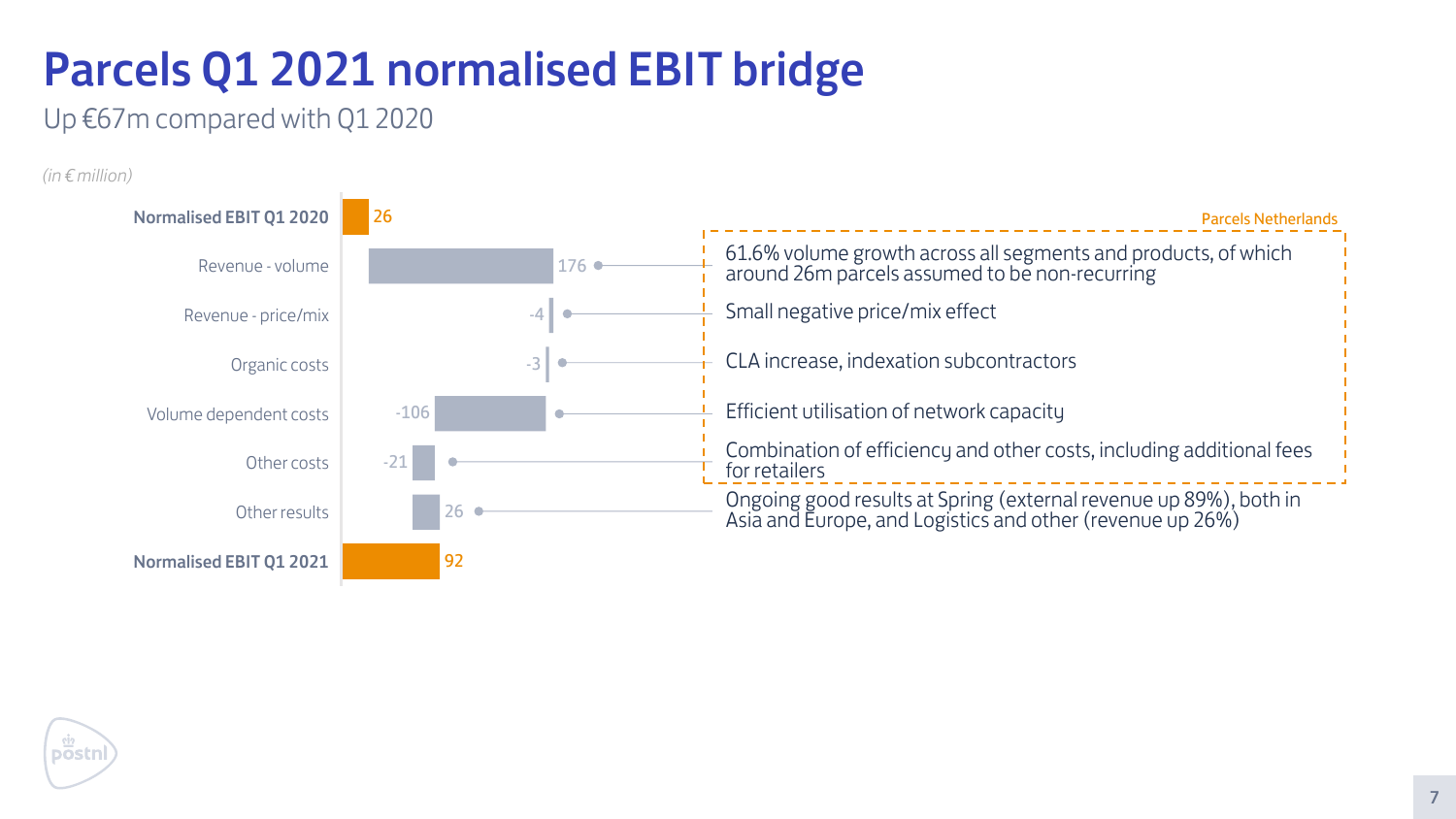# Parcels Q1 2021 normalised EBIT bridge

Up €67m compared with Q1 2020

*(in € million)*

| Item | Value | Comment |
| --- | --- | --- |
| **Normalised EBIT Q1 2020** | 26 | |
| Revenue - volume | 176 | 61.6% volume growth across all segments and products, of which around 26m parcels assumed to be non-recurring |
| Revenue - price/mix | -4 | Small negative price/mix effect |
| Organic costs | -3 | CLA increase, indexation subcontractors |
| Volume dependent costs | -106 | Efficient utilisation of network capacity |
| Other costs | -21 | Combination of efficiency and other costs, including additional fees for retailers |
| Other results | 26 | Ongoing good results at Spring (external revenue up 89%), both in Asia and Europe, and Logistics and other (revenue up 26%) |
| **Normalised EBIT Q1 2021** | 92 | |

Parcels Netherlands: Revenue - volume, Revenue - price/mix, Organic costs, Volume dependent costs, Other costs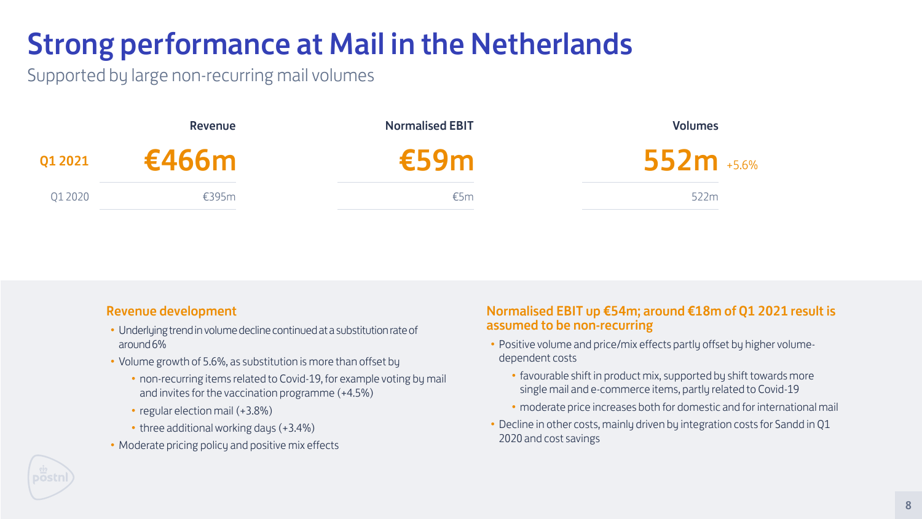# Strong performance at Mail in the Netherlands

Supported by large non-recurring mail volumes

| | Revenue | Normalised EBIT | Volumes |
|---|---|---|---|
| **Q1 2021** | **€466m** | **€59m** | **552m** +5.6% |
| Q1 2020 | €395m | €5m | 522m |

### Revenue development

- Underlying trend in volume decline continued at a substitution rate of around 6%
- Volume growth of 5.6%, as substitution is more than offset by
  - non-recurring items related to Covid-19, for example voting by mail and invites for the vaccination programme (+4.5%)
  - regular election mail (+3.8%)
  - three additional working days (+3.4%)
- Moderate pricing policy and positive mix effects

### Normalised EBIT up €54m; around €18m of Q1 2021 result is assumed to be non-recurring

- Positive volume and price/mix effects partly offset by higher volume-dependent costs
  - favourable shift in product mix, supported by shift towards more single mail and e-commerce items, partly related to Covid-19
  - moderate price increases both for domestic and for international mail
- Decline in other costs, mainly driven by integration costs for Sandd in Q1 2020 and cost savings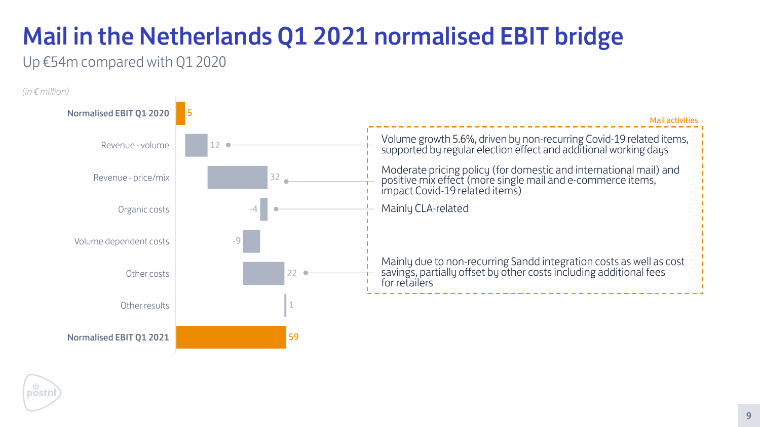# Mail in the Netherlands Q1 2021 normalised EBIT bridge

Up €54m compared with Q1 2020

*(in € million)*

| | Value |
|---|---|
| **Normalised EBIT Q1 2020** | 5 |
| Revenue - volume | 12 |
| Revenue - price/mix | 32 |
| Organic costs | -4 |
| Volume dependent costs | -9 |
| Other costs | 22 |
| Other results | 1 |
| **Normalised EBIT Q1 2021** | 59 |

Mail activities

- Revenue - volume: Volume growth 5.6%, driven by non-recurring Covid-19 related items, supported by regular election effect and additional working days
- Revenue - price/mix: Moderate pricing policy (for domestic and international mail) and positive mix effect (more single mail and e-commerce items, impact Covid-19 related items)
- Organic costs: Mainly CLA-related
- Other costs: Mainly due to non-recurring Sandd integration costs as well as cost savings, partially offset by other costs including additional fees for retailers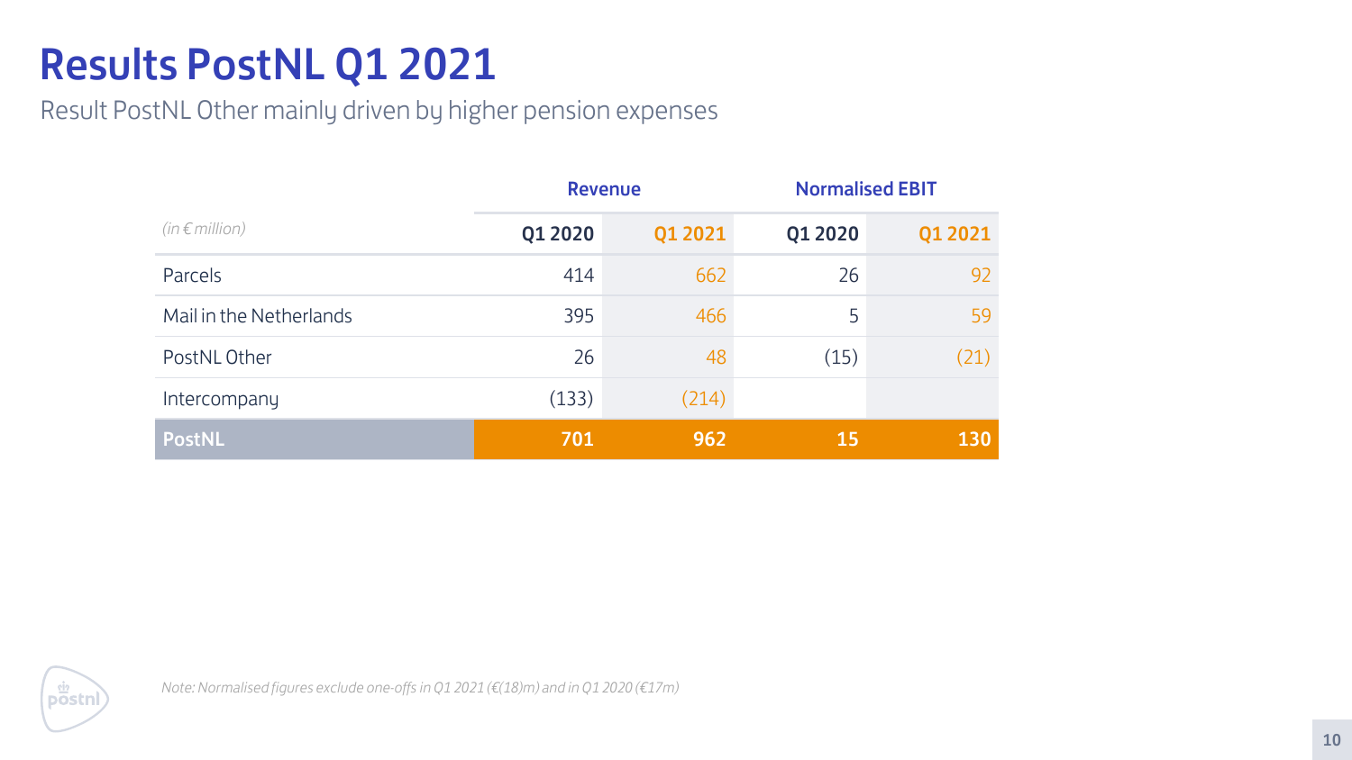# Results PostNL Q1 2021

Result PostNL Other mainly driven by higher pension expenses

| | Revenue | | Normalised EBIT | |
|---|---|---|---|---|
| *(in € million)* | Q1 2020 | Q1 2021 | Q1 2020 | Q1 2021 |
| Parcels | 414 | 662 | 26 | 92 |
| Mail in the Netherlands | 395 | 466 | 5 | 59 |
| PostNL Other | 26 | 48 | (15) | (21) |
| Intercompany | (133) | (214) | | |
| **PostNL** | **701** | **962** | **15** | **130** |

*Note: Normalised figures exclude one-offs in Q1 2021 (€(18)m) and in Q1 2020 (€17m)*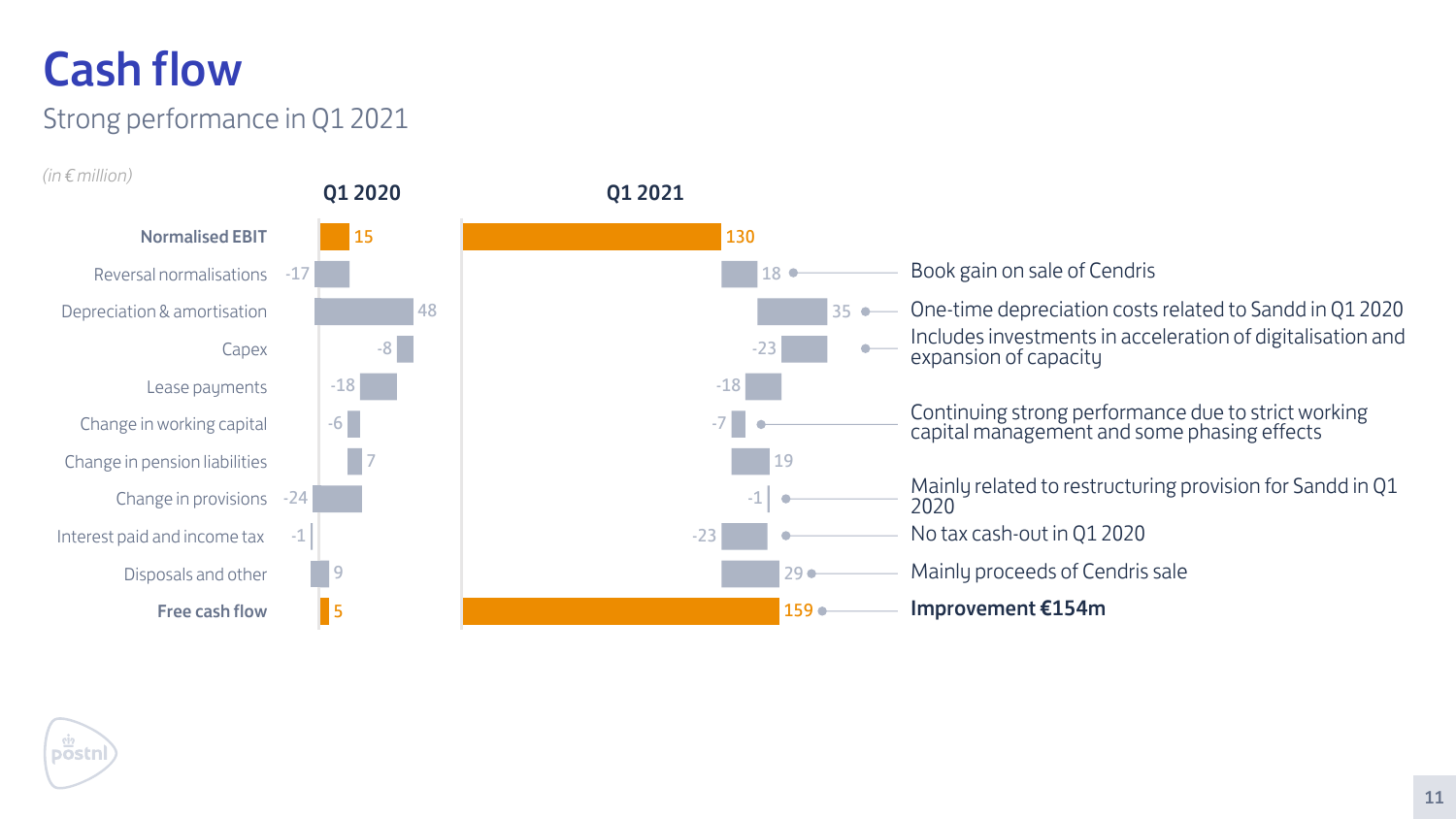# Cash flow

## Strong performance in Q1 2021

*(in € million)*

| | Q1 2020 | Q1 2021 | |
|---|---|---|---|
| **Normalised EBIT** | 15 | 130 | |
| Reversal normalisations | -17 | 18 | Book gain on sale of Cendris |
| Depreciation & amortisation | 48 | 35 | One-time depreciation costs related to Sandd in Q1 2020 |
| Capex | -8 | -23 | Includes investments in acceleration of digitalisation and expansion of capacity |
| Lease payments | -18 | -18 | |
| Change in working capital | -6 | -7 | Continuing strong performance due to strict working capital management and some phasing effects |
| Change in pension liabilities | 7 | 19 | |
| Change in provisions | -24 | -1 | Mainly related to restructuring provision for Sandd in Q1 2020 |
| Interest paid and income tax | -1 | -23 | No tax cash-out in Q1 2020 |
| Disposals and other | 9 | 29 | Mainly proceeds of Cendris sale |
| **Free cash flow** | 5 | 159 | **Improvement €154m** |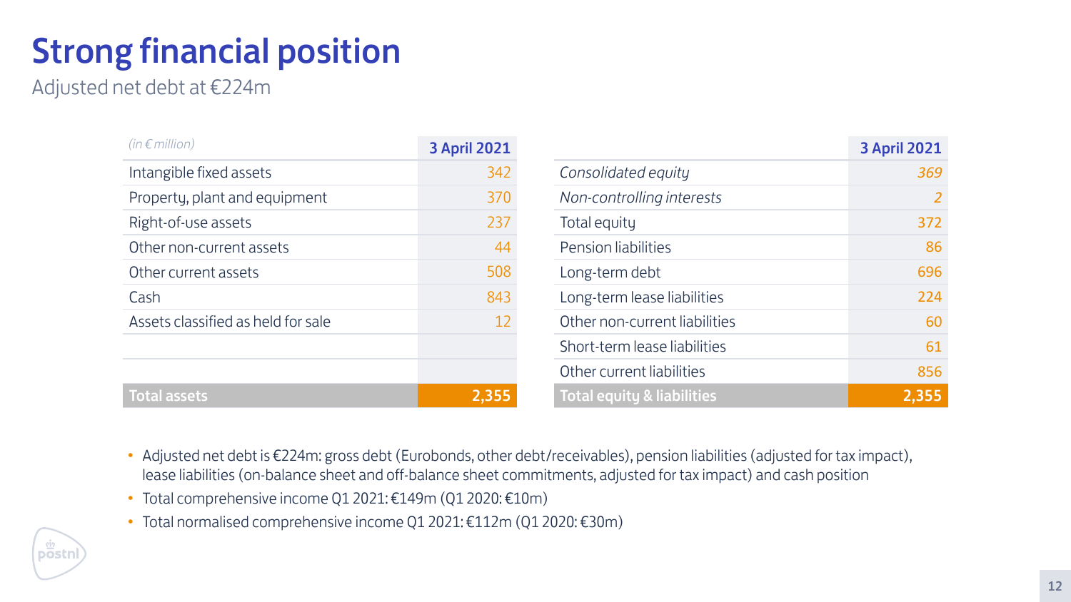# Strong financial position

Adjusted net debt at €224m

| *(in € million)* | 3 April 2021 |
|---|---|
| Intangible fixed assets | 342 |
| Property, plant and equipment | 370 |
| Right-of-use assets | 237 |
| Other non-current assets | 44 |
| Other current assets | 508 |
| Cash | 843 |
| Assets classified as held for sale | 12 |
| | |
| | |
| **Total assets** | **2,355** |

| | 3 April 2021 |
|---|---|
| *Consolidated equity* | *369* |
| *Non-controlling interests* | *2* |
| Total equity | 372 |
| Pension liabilities | 86 |
| Long-term debt | 696 |
| Long-term lease liabilities | 224 |
| Other non-current liabilities | 60 |
| Short-term lease liabilities | 61 |
| Other current liabilities | 856 |
| **Total equity & liabilities** | **2,355** |

- Adjusted net debt is €224m: gross debt (Eurobonds, other debt/receivables), pension liabilities (adjusted for tax impact), lease liabilities (on-balance sheet and off-balance sheet commitments, adjusted for tax impact) and cash position
- Total comprehensive income Q1 2021: €149m (Q1 2020: €10m)
- Total normalised comprehensive income Q1 2021: €112m (Q1 2020: €30m)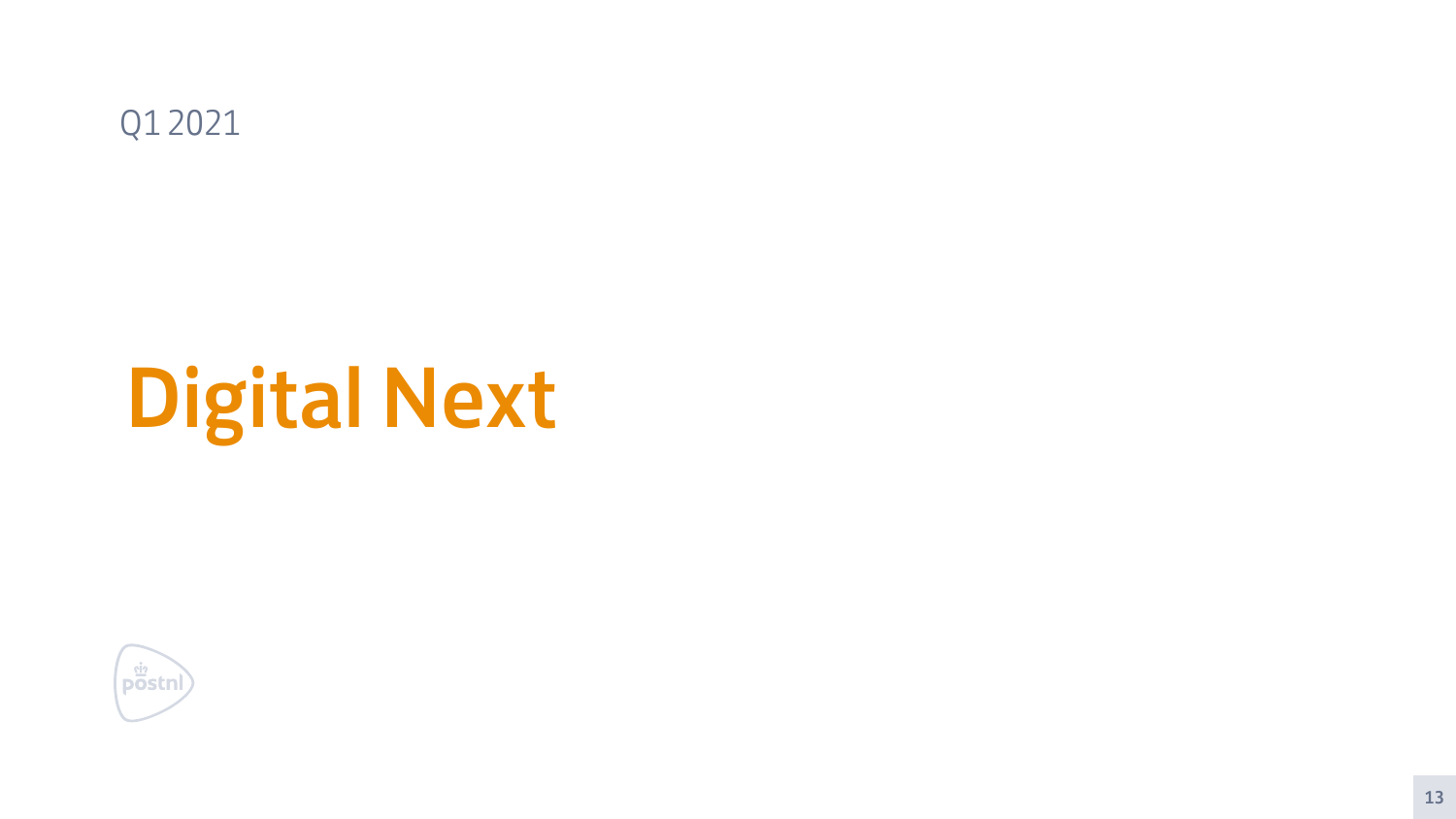Q1 2021

# Digital Next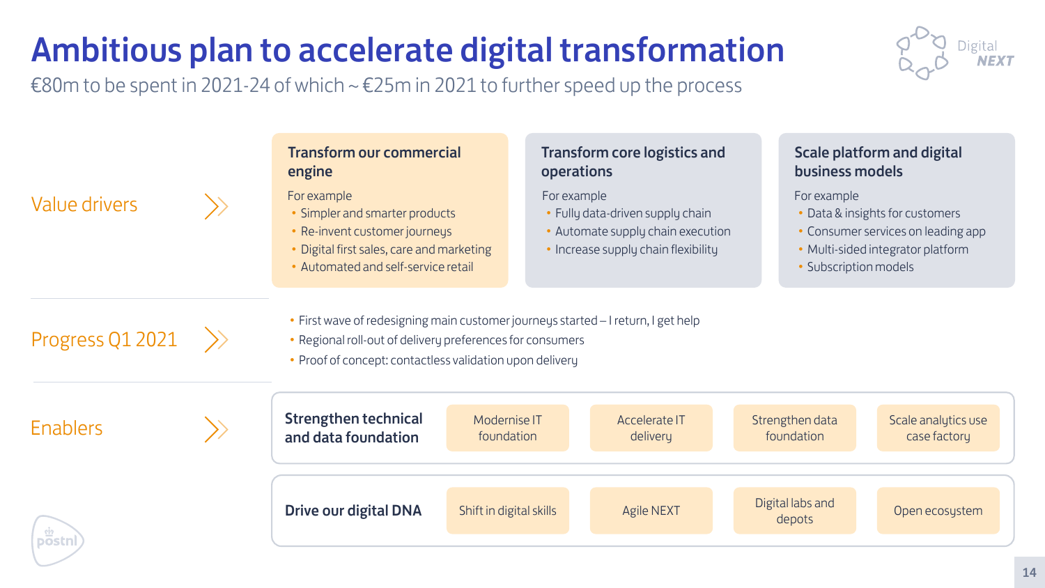# Ambitious plan to accelerate digital transformation

€80m to be spent in 2021-24 of which ~ €25m in 2021 to further speed up the process

Digital NEXT

## Value drivers

### Transform our commercial engine

For example

- Simpler and smarter products
- Re-invent customer journeys
- Digital first sales, care and marketing
- Automated and self-service retail

### Transform core logistics and operations

For example

- Fully data-driven supply chain
- Automate supply chain execution
- Increase supply chain flexibility

### Scale platform and digital business models

For example

- Data & insights for customers
- Consumer services on leading app
- Multi-sided integrator platform
- Subscription models

## Progress Q1 2021

- First wave of redesigning main customer journeys started – I return, I get help
- Regional roll-out of delivery preferences for consumers
- Proof of concept: contactless validation upon delivery

## Enablers

**Strengthen technical and data foundation**

- Modernise IT foundation
- Accelerate IT delivery
- Strengthen data foundation
- Scale analytics use case factory

**Drive our digital DNA**

- Shift in digital skills
- Agile NEXT
- Digital labs and depots
- Open ecosystem

postnl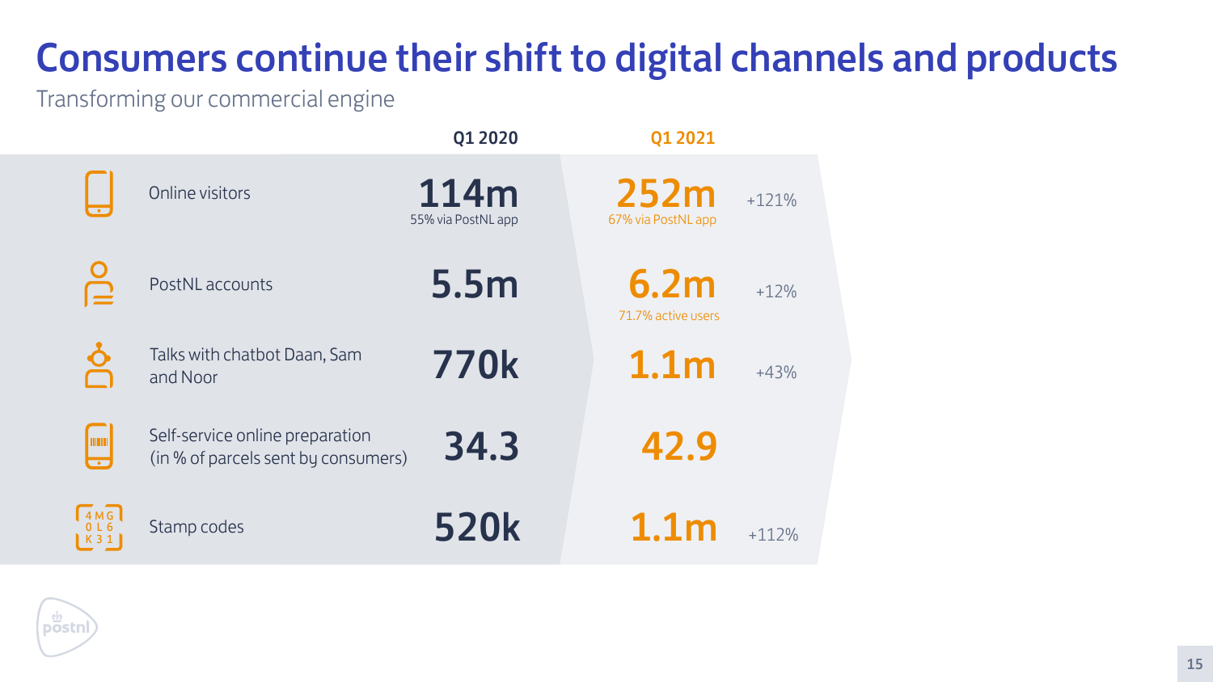# Consumers continue their shift to digital channels and products

Transforming our commercial engine

| | Q1 2020 | Q1 2021 | |
|---|---|---|---|
| Online visitors | 114m<br>55% via PostNL app | 252m<br>67% via PostNL app | +121% |
| PostNL accounts | 5.5m | 6.2m<br>71.7% active users | +12% |
| Talks with chatbot Daan, Sam and Noor | 770k | 1.1m | +43% |
| Self-service online preparation (in % of parcels sent by consumers) | 34.3 | 42.9 | |
| Stamp codes | 520k | 1.1m | +112% |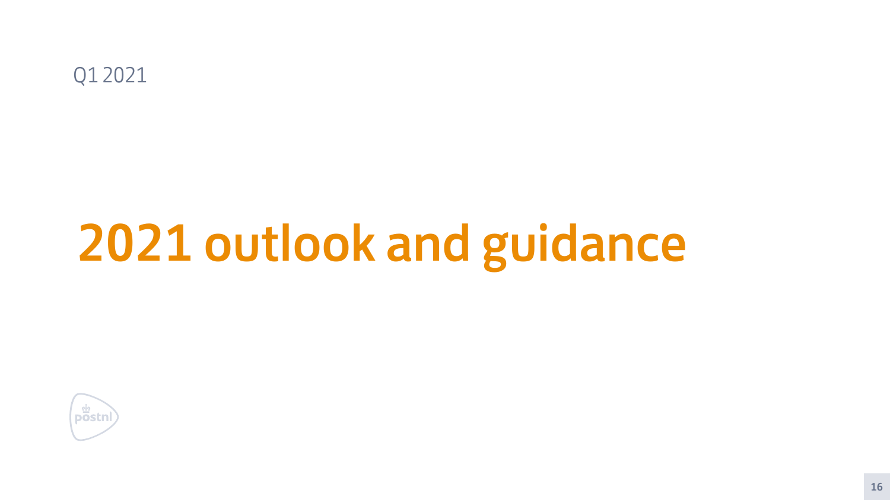Q1 2021

# 2021 outlook and guidance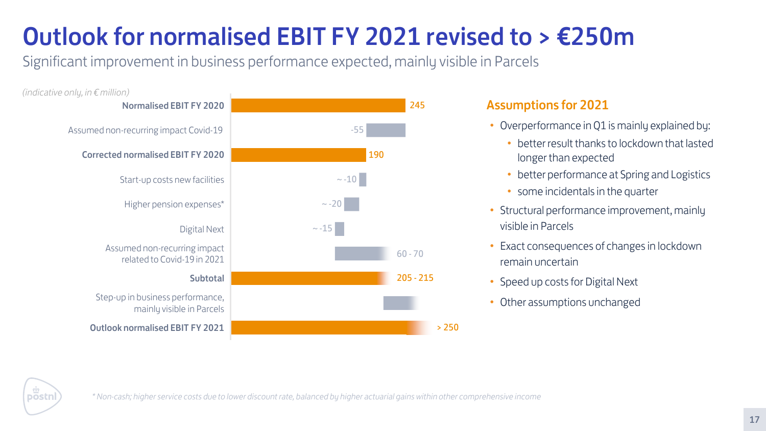# Outlook for normalised EBIT FY 2021 revised to > €250m

Significant improvement in business performance expected, mainly visible in Parcels

*(indicative only, in € million)*

| Item | Value |
|---|---|
| **Normalised EBIT FY 2020** | 245 |
| Assumed non-recurring impact Covid-19 | -55 |
| **Corrected normalised EBIT FY 2020** | 190 |
| Start-up costs new facilities | ~ -10 |
| Higher pension expenses* | ~ -20 |
| Digital Next | ~ -15 |
| Assumed non-recurring impact related to Covid-19 in 2021 | 60 - 70 |
| **Subtotal** | 205 - 215 |
| Step-up in business performance, mainly visible in Parcels | |
| **Outlook normalised EBIT FY 2021** | > 250 |

## Assumptions for 2021

- Overperformance in Q1 is mainly explained by:
  - better result thanks to lockdown that lasted longer than expected
  - better performance at Spring and Logistics
  - some incidentals in the quarter
- Structural performance improvement, mainly visible in Parcels
- Exact consequences of changes in lockdown remain uncertain
- Speed up costs for Digital Next
- Other assumptions unchanged

*\* Non-cash; higher service costs due to lower discount rate, balanced by higher actuarial gains within other comprehensive income*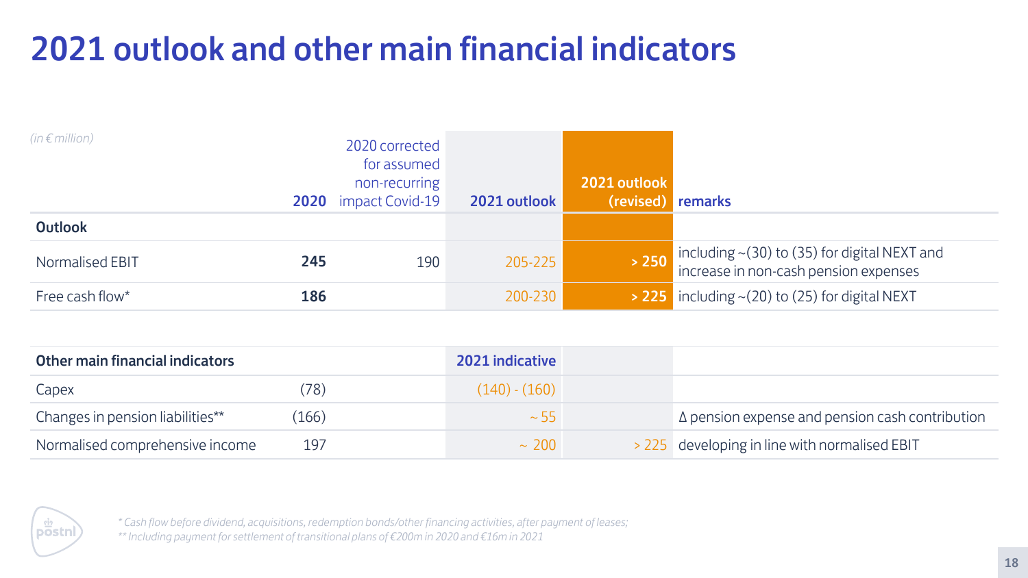# 2021 outlook and other main financial indicators

| *(in € million)* | 2020 | 2020 corrected for assumed non-recurring impact Covid-19 | 2021 outlook | 2021 outlook (revised) | remarks |
|---|---|---|---|---|---|
| **Outlook** | | | | | |
| Normalised EBIT | **245** | 190 | 205-225 | **> 250** | including ~(30) to (35) for digital NEXT and increase in non-cash pension expenses |
| Free cash flow* | **186** | | 200-230 | **> 225** | including ~(20) to (25) for digital NEXT |

| Other main financial indicators | | | 2021 indicative | | |
|---|---|---|---|---|---|
| Capex | (78) | | (140) - (160) | | |
| Changes in pension liabilities** | (166) | | ~ 55 | | Δ pension expense and pension cash contribution |
| Normalised comprehensive income | 197 | | ~ 200 | > 225 | developing in line with normalised EBIT |

*\* Cash flow before dividend, acquisitions, redemption bonds/other financing activities, after payment of leases;*
*\*\* Including payment for settlement of transitional plans of €200m in 2020 and €16m in 2021*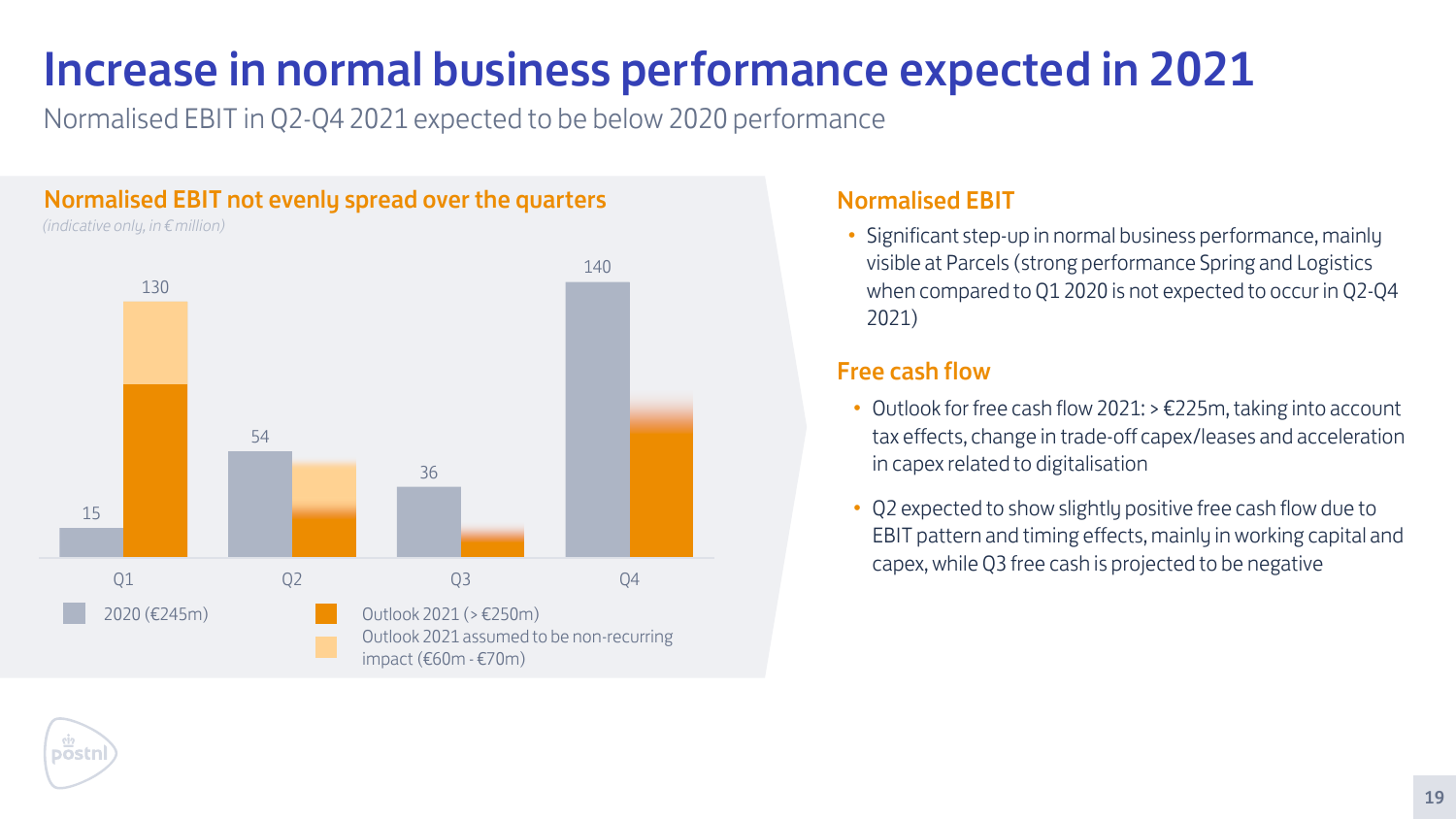# Increase in normal business performance expected in 2021

Normalised EBIT in Q2-Q4 2021 expected to be below 2020 performance

### Normalised EBIT not evenly spread over the quarters

*(indicative only, in € million)*

| | Q1 | Q2 | Q3 | Q4 |
|---|---|---|---|---|
| 2020 (€245m) | 15 | 54 | 36 | 140 |

Outlook 2021 (> €250m)

Outlook 2021 assumed to be non-recurring impact (€60m - €70m)

Q1 2021: 130

### Normalised EBIT

- Significant step-up in normal business performance, mainly visible at Parcels (strong performance Spring and Logistics when compared to Q1 2020 is not expected to occur in Q2-Q4 2021)

### Free cash flow

- Outlook for free cash flow 2021: > €225m, taking into account tax effects, change in trade-off capex/leases and acceleration in capex related to digitalisation
- Q2 expected to show slightly positive free cash flow due to EBIT pattern and timing effects, mainly in working capital and capex, while Q3 free cash is projected to be negative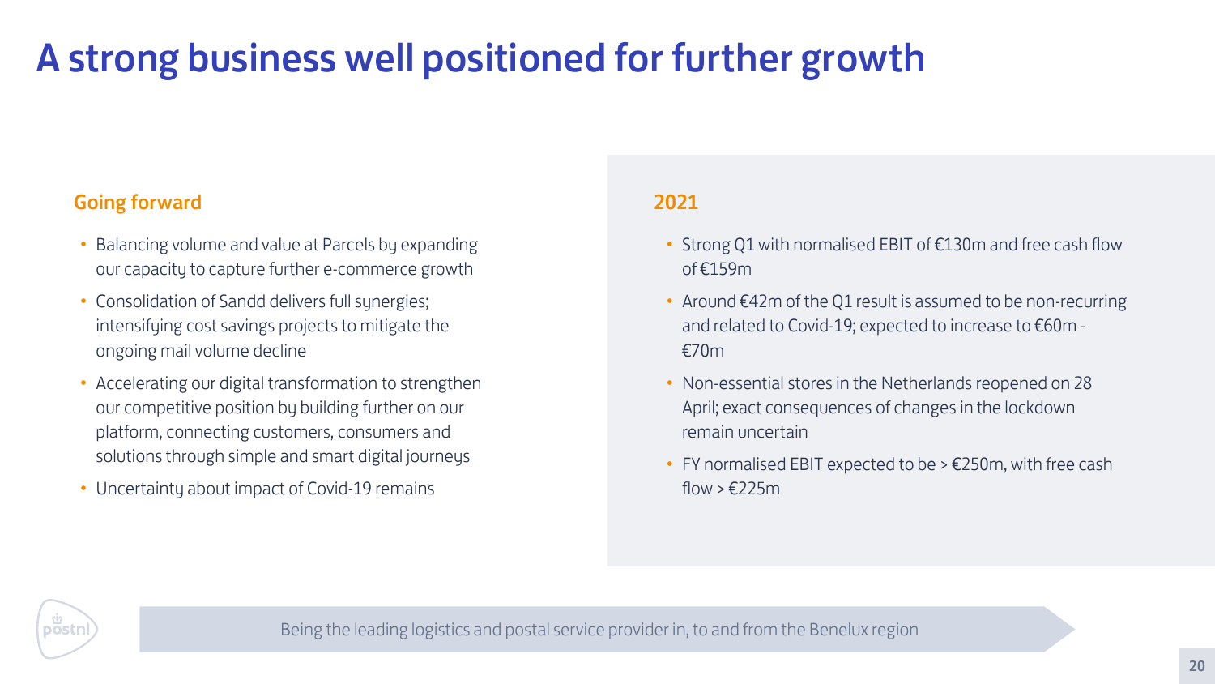# A strong business well positioned for further growth

## Going forward

- Balancing volume and value at Parcels by expanding our capacity to capture further e-commerce growth
- Consolidation of Sandd delivers full synergies; intensifying cost savings projects to mitigate the ongoing mail volume decline
- Accelerating our digital transformation to strengthen our competitive position by building further on our platform, connecting customers, consumers and solutions through simple and smart digital journeys
- Uncertainty about impact of Covid-19 remains

## 2021

- Strong Q1 with normalised EBIT of €130m and free cash flow of €159m
- Around €42m of the Q1 result is assumed to be non-recurring and related to Covid-19; expected to increase to €60m - €70m
- Non-essential stores in the Netherlands reopened on 28 April; exact consequences of changes in the lockdown remain uncertain
- FY normalised EBIT expected to be > €250m, with free cash flow > €225m

Being the leading logistics and postal service provider in, to and from the Benelux region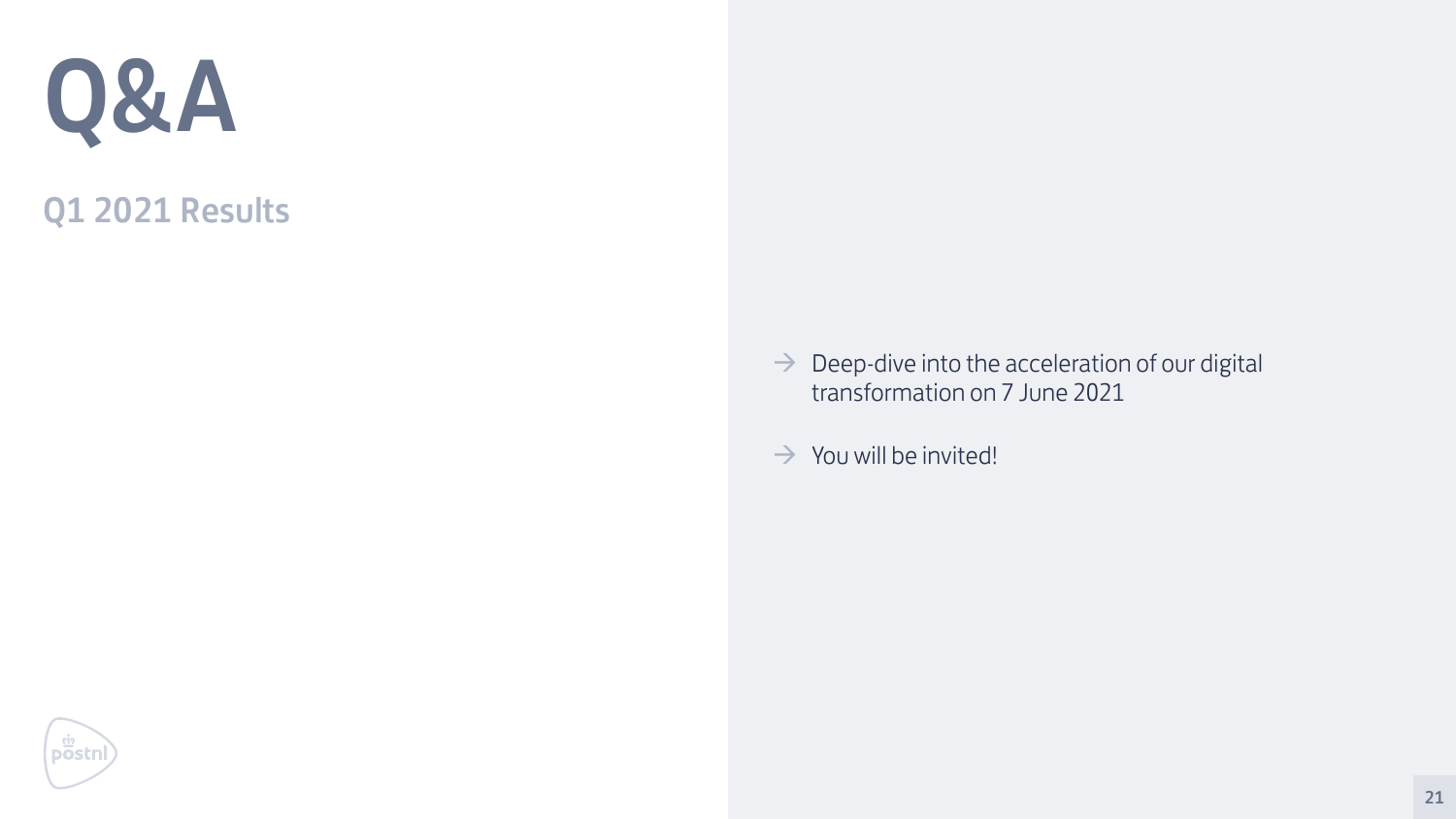# Q&A

## Q1 2021 Results

- Deep-dive into the acceleration of our digital transformation on 7 June 2021
- You will be invited!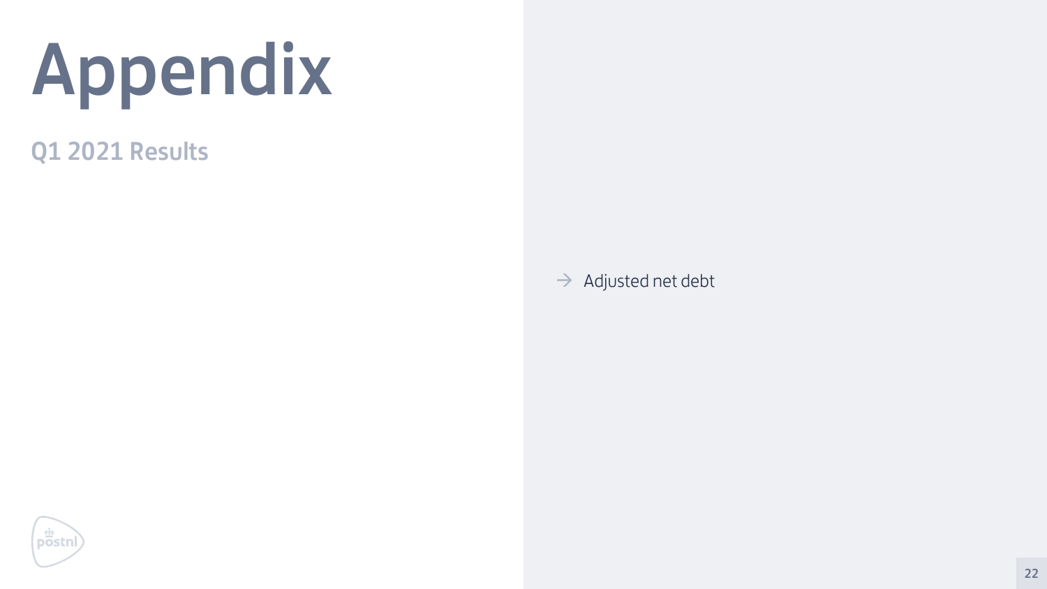# Appendix

## Q1 2021 Results

- Adjusted net debt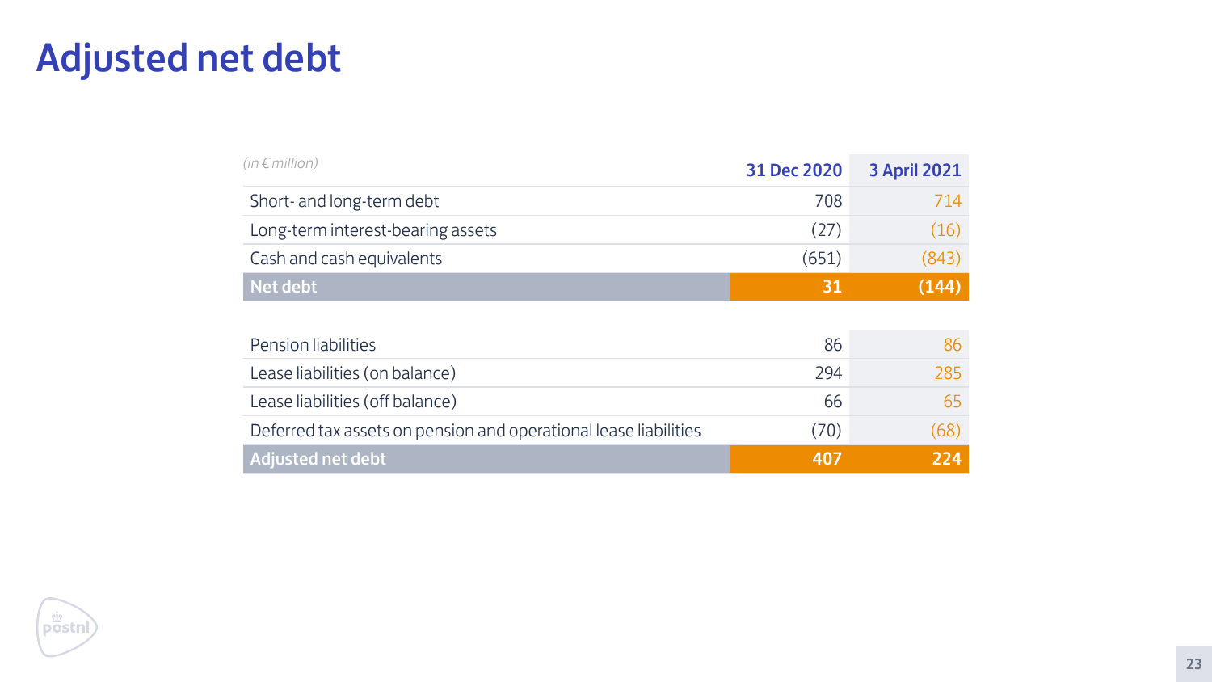# Adjusted net debt

| *(in € million)* | 31 Dec 2020 | 3 April 2021 |
|---|---|---|
| Short- and long-term debt | 708 | 714 |
| Long-term interest-bearing assets | (27) | (16) |
| Cash and cash equivalents | (651) | (843) |
| **Net debt** | **31** | **(144)** |
| | | |
| Pension liabilities | 86 | 86 |
| Lease liabilities (on balance) | 294 | 285 |
| Lease liabilities (off balance) | 66 | 65 |
| Deferred tax assets on pension and operational lease liabilities | (70) | (68) |
| **Adjusted net debt** | **407** | **224** |